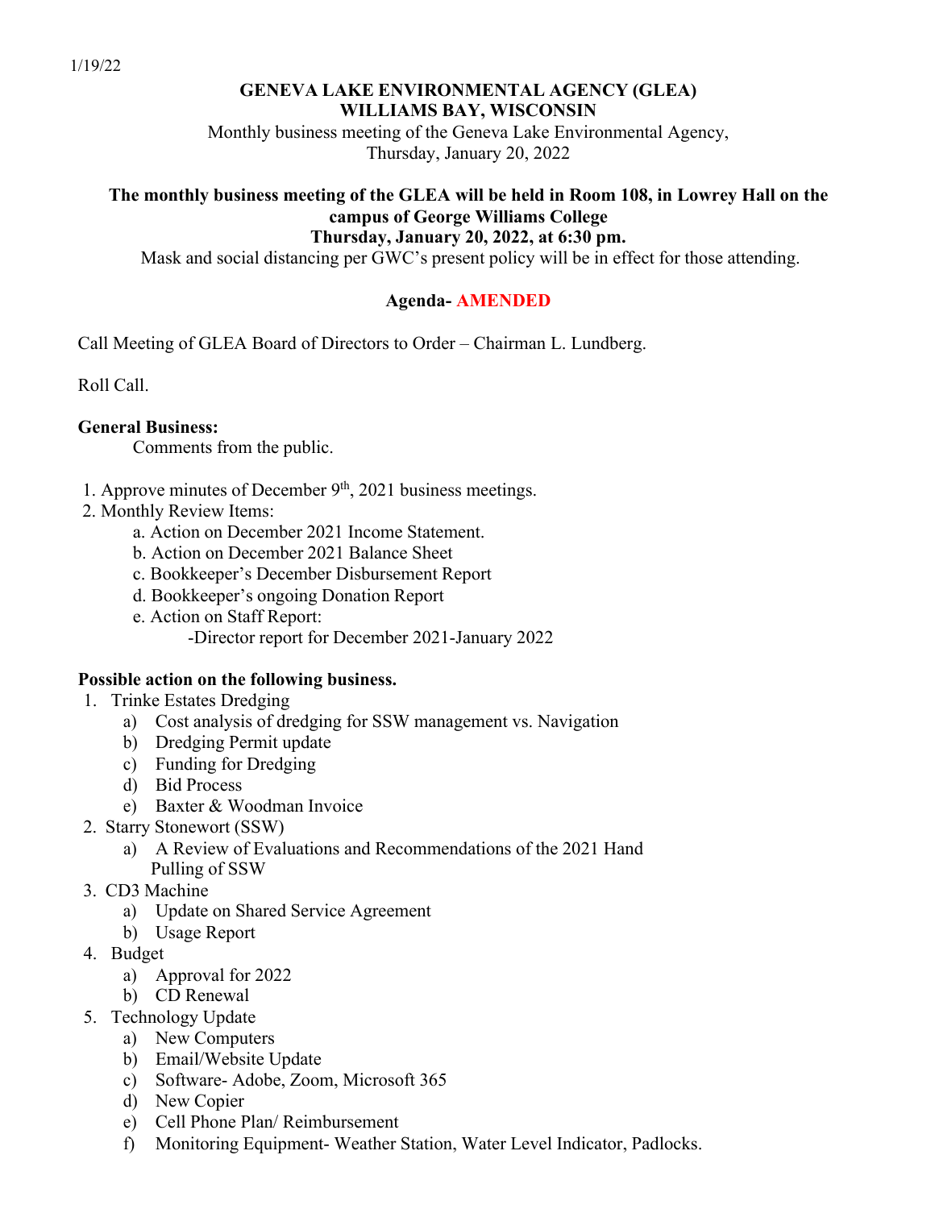1/19/22

**GENEVA LAKE ENVIRONMENTAL AGENCY (GLEA)**
**WILLIAMS BAY, WISCONSIN**

Monthly business meeting of the Geneva Lake Environmental Agency,
Thursday, January 20, 2022

**The monthly business meeting of the GLEA will be held in Room 108, in Lowrey Hall on the campus of George Williams College**
**Thursday, January 20, 2022, at 6:30 pm.**

Mask and social distancing per GWC's present policy will be in effect for those attending.

**Agenda- AMENDED**

Call Meeting of GLEA Board of Directors to Order – Chairman L. Lundberg.

Roll Call.

**General Business:**

Comments from the public.

1. Approve minutes of December 9th, 2021 business meetings.
2. Monthly Review Items:
   - a. Action on December 2021 Income Statement.
   - b. Action on December 2021 Balance Sheet
   - c. Bookkeeper's December Disbursement Report
   - d. Bookkeeper's ongoing Donation Report
   - e. Action on Staff Report:
     - -Director report for December 2021-January 2022

**Possible action on the following business.**

1. Trinke Estates Dredging
   - a) Cost analysis of dredging for SSW management vs. Navigation
   - b) Dredging Permit update
   - c) Funding for Dredging
   - d) Bid Process
   - e) Baxter & Woodman Invoice
2. Starry Stonewort (SSW)
   - a) A Review of Evaluations and Recommendations of the 2021 Hand Pulling of SSW
3. CD3 Machine
   - a) Update on Shared Service Agreement
   - b) Usage Report
4. Budget
   - a) Approval for 2022
   - b) CD Renewal
5. Technology Update
   - a) New Computers
   - b) Email/Website Update
   - c) Software- Adobe, Zoom, Microsoft 365
   - d) New Copier
   - e) Cell Phone Plan/ Reimbursement
   - f) Monitoring Equipment- Weather Station, Water Level Indicator, Padlocks.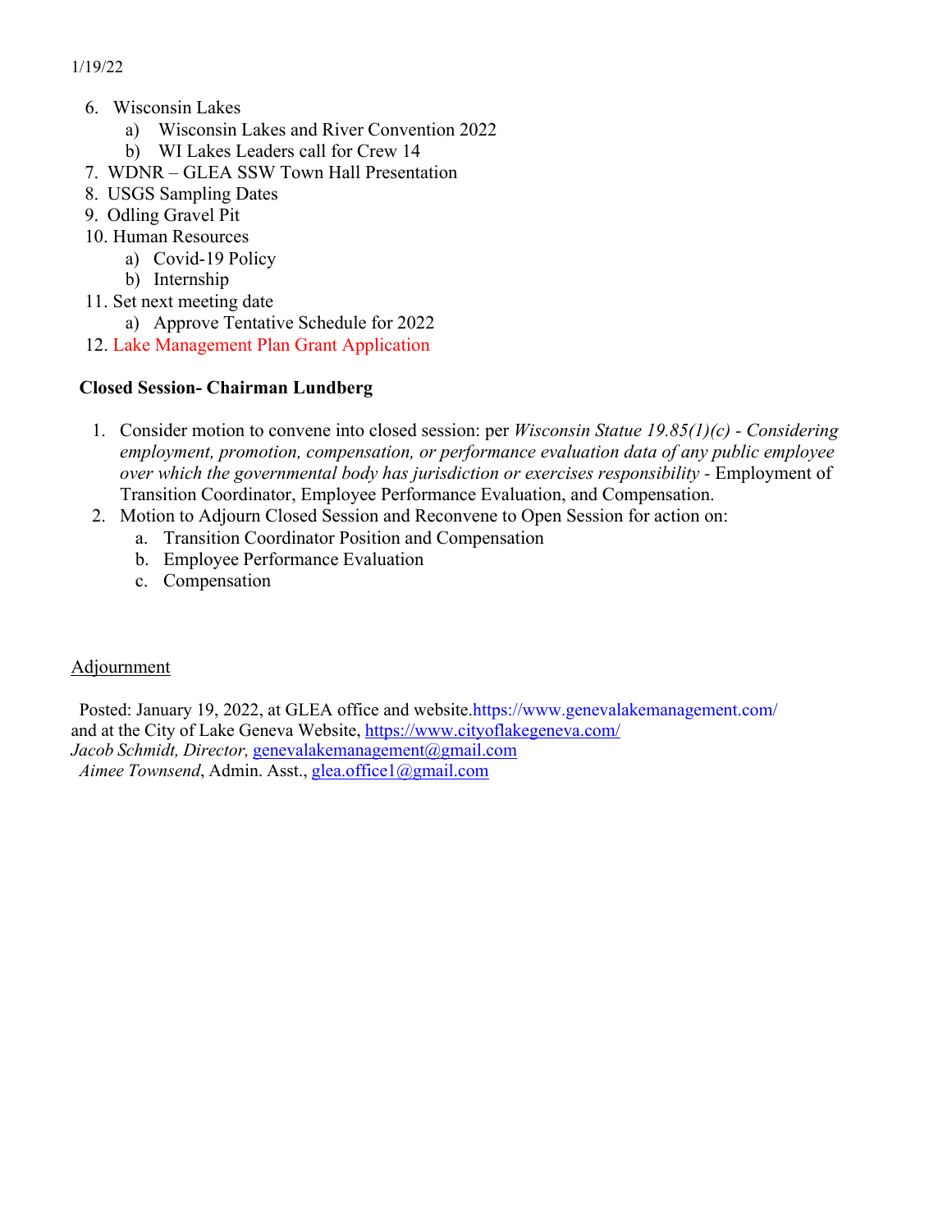6. Wisconsin Lakes
    a) Wisconsin Lakes and River Convention 2022
    b) WI Lakes Leaders call for Crew 14
7. WDNR – GLEA SSW Town Hall Presentation
8. USGS Sampling Dates
9. Odling Gravel Pit
10. Human Resources
    a) Covid-19 Policy
    b) Internship
11. Set next meeting date
    a) Approve Tentative Schedule for 2022
12. Lake Management Plan Grant Application

**Closed Session- Chairman Lundberg**

1. Consider motion to convene into closed session: per *Wisconsin Statue 19.85(1)(c) - Considering employment, promotion, compensation, or performance evaluation data of any public employee over which the governmental body has jurisdiction or exercises responsibility* - Employment of Transition Coordinator, Employee Performance Evaluation, and Compensation.
2. Motion to Adjourn Closed Session and Reconvene to Open Session for action on:
    a. Transition Coordinator Position and Compensation
    b. Employee Performance Evaluation
    c. Compensation

Adjournment

Posted: January 19, 2022, at GLEA office and website.https://www.genevalakemanagement.com/
and at the City of Lake Geneva Website, https://www.cityoflakegeneva.com/
*Jacob Schmidt, Director,* genevalakemanagement@gmail.com
*Aimee Townsend*, Admin. Asst., glea.office1@gmail.com